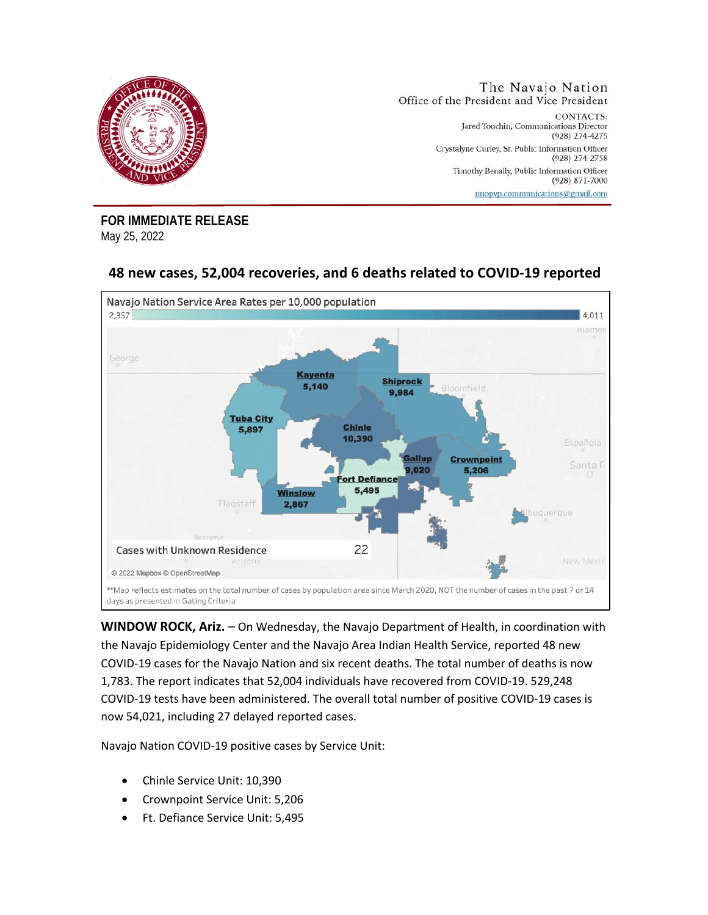The Navajo Nation
Office of the President and Vice President

CONTACTS:
Jared Touchin, Communications Director
(928) 274-4275
Crystalyne Curley, Sr. Public Information Officer
(928) 274-2758
Timothy Benally, Public Information Officer
(928) 871-7000
nnopvp.communications@gmail.com

**FOR IMMEDIATE RELEASE**
May 25, 2022

## 48 new cases, 52,004 recoveries, and 6 deaths related to COVID-19 reported

Navajo Nation Service Area Rates per 10,000 population

2,357 — 4,011

Kayenta 5,140
Shiprock 9,984
Tuba City 5,897
Chinle 10,390
Gallup 9,020
Crownpoint 5,206
Fort Defiance 5,495
Winslow 2,867

Cases with Unknown Residence 22

© 2022 Mapbox © OpenStreetMap

**Map reflects estimates on the total number of cases by population area since March 2020, NOT the number of cases in the past 7 or 14 days as presented in Gating Criteria

**WINDOW ROCK, Ariz.** – On Wednesday, the Navajo Department of Health, in coordination with the Navajo Epidemiology Center and the Navajo Area Indian Health Service, reported 48 new COVID-19 cases for the Navajo Nation and six recent deaths. The total number of deaths is now 1,783. The report indicates that 52,004 individuals have recovered from COVID-19. 529,248 COVID-19 tests have been administered. The overall total number of positive COVID-19 cases is now 54,021, including 27 delayed reported cases.

Navajo Nation COVID-19 positive cases by Service Unit:

- Chinle Service Unit: 10,390
- Crownpoint Service Unit: 5,206
- Ft. Defiance Service Unit: 5,495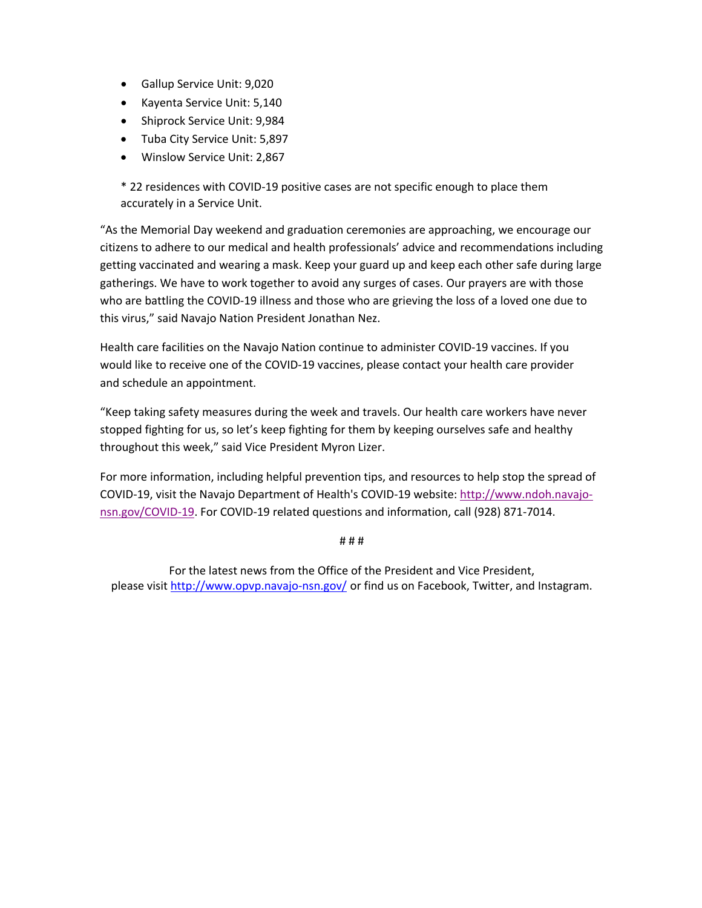- Gallup Service Unit: 9,020
- Kayenta Service Unit: 5,140
- Shiprock Service Unit: 9,984
- Tuba City Service Unit: 5,897
- Winslow Service Unit: 2,867

* 22 residences with COVID-19 positive cases are not specific enough to place them accurately in a Service Unit.

"As the Memorial Day weekend and graduation ceremonies are approaching, we encourage our citizens to adhere to our medical and health professionals' advice and recommendations including getting vaccinated and wearing a mask. Keep your guard up and keep each other safe during large gatherings. We have to work together to avoid any surges of cases. Our prayers are with those who are battling the COVID-19 illness and those who are grieving the loss of a loved one due to this virus," said Navajo Nation President Jonathan Nez.

Health care facilities on the Navajo Nation continue to administer COVID-19 vaccines. If you would like to receive one of the COVID-19 vaccines, please contact your health care provider and schedule an appointment.

"Keep taking safety measures during the week and travels. Our health care workers have never stopped fighting for us, so let's keep fighting for them by keeping ourselves safe and healthy throughout this week," said Vice President Myron Lizer.

For more information, including helpful prevention tips, and resources to help stop the spread of COVID-19, visit the Navajo Department of Health's COVID-19 website: http://www.ndoh.navajo-nsn.gov/COVID-19. For COVID-19 related questions and information, call (928) 871-7014.

# # #

For the latest news from the Office of the President and Vice President,
please visit http://www.opvp.navajo-nsn.gov/ or find us on Facebook, Twitter, and Instagram.